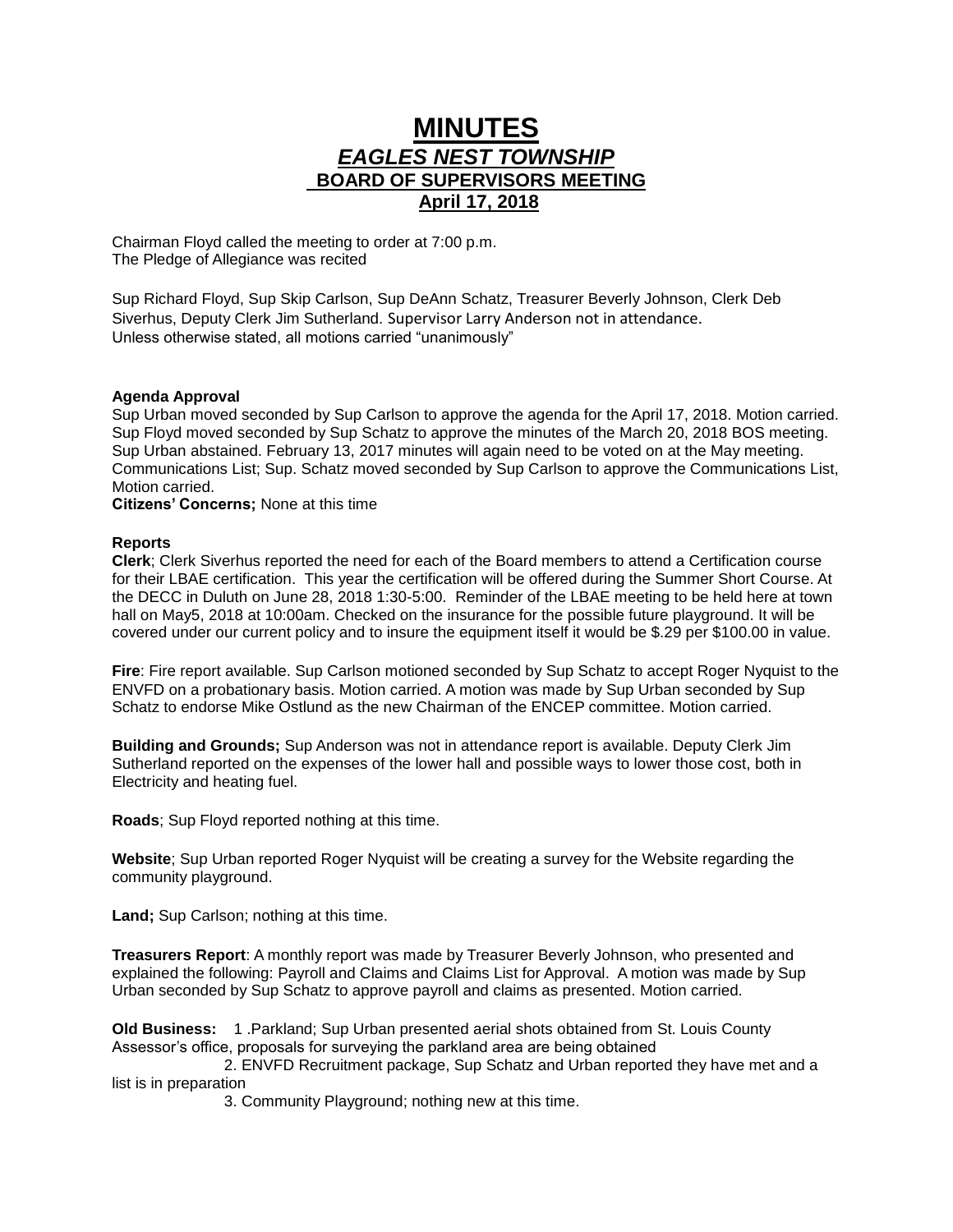# MINUTES

## *EAGLES NEST TOWNSHIP*

### BOARD OF SUPERVISORS MEETING

### April 17, 2018

Chairman Floyd called the meeting to order at 7:00 p.m.
The Pledge of Allegiance was recited

Sup Richard Floyd, Sup Skip Carlson, Sup DeAnn Schatz, Treasurer Beverly Johnson, Clerk Deb Siverhus, Deputy Clerk Jim Sutherland. Supervisor Larry Anderson not in attendance.
Unless otherwise stated, all motions carried "unanimously"

**Agenda Approval**
Sup Urban moved seconded by Sup Carlson to approve the agenda for the April 17, 2018. Motion carried.
Sup Floyd moved seconded by Sup Schatz to approve the minutes of the March 20, 2018 BOS meeting. Sup Urban abstained. February 13, 2017 minutes will again need to be voted on at the May meeting.
Communications List; Sup. Schatz moved seconded by Sup Carlson to approve the Communications List, Motion carried.
**Citizens' Concerns;** None at this time

**Reports**
**Clerk**; Clerk Siverhus reported the need for each of the Board members to attend a Certification course for their LBAE certification. This year the certification will be offered during the Summer Short Course. At the DECC in Duluth on June 28, 2018 1:30-5:00. Reminder of the LBAE meeting to be held here at town hall on May5, 2018 at 10:00am. Checked on the insurance for the possible future playground. It will be covered under our current policy and to insure the equipment itself it would be $.29 per $100.00 in value.

**Fire**: Fire report available. Sup Carlson motioned seconded by Sup Schatz to accept Roger Nyquist to the ENVFD on a probationary basis. Motion carried. A motion was made by Sup Urban seconded by Sup Schatz to endorse Mike Ostlund as the new Chairman of the ENCEP committee. Motion carried.

**Building and Grounds;** Sup Anderson was not in attendance report is available. Deputy Clerk Jim Sutherland reported on the expenses of the lower hall and possible ways to lower those cost, both in Electricity and heating fuel.

**Roads**; Sup Floyd reported nothing at this time.

**Website**; Sup Urban reported Roger Nyquist will be creating a survey for the Website regarding the community playground.

**Land;** Sup Carlson; nothing at this time.

**Treasurers Report**: A monthly report was made by Treasurer Beverly Johnson, who presented and explained the following: Payroll and Claims and Claims List for Approval. A motion was made by Sup Urban seconded by Sup Schatz to approve payroll and claims as presented. Motion carried.

**Old Business:** 1 .Parkland; Sup Urban presented aerial shots obtained from St. Louis County Assessor's office, proposals for surveying the parkland area are being obtained

2. ENVFD Recruitment package, Sup Schatz and Urban reported they have met and a list is in preparation

3. Community Playground; nothing new at this time.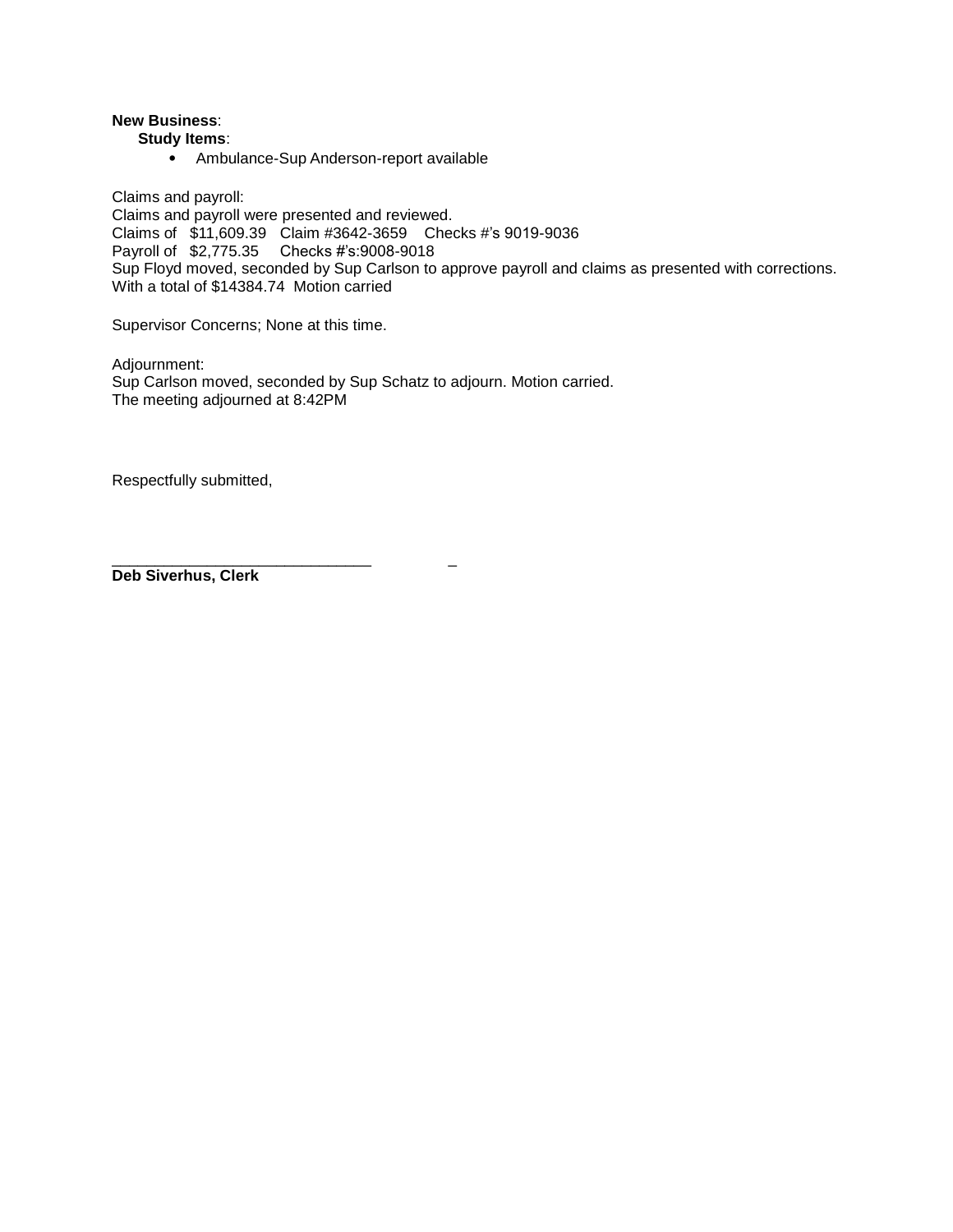**New Business**:

**Study Items**:

- Ambulance-Sup Anderson-report available

Claims and payroll:
Claims and payroll were presented and reviewed.
Claims of $11,609.39 Claim #3642-3659 Checks #'s 9019-9036
Payroll of $2,775.35 Checks #'s:9008-9018
Sup Floyd moved, seconded by Sup Carlson to approve payroll and claims as presented with corrections.
With a total of $14384.74 Motion carried

Supervisor Concerns; None at this time.

Adjournment:
Sup Carlson moved, seconded by Sup Schatz to adjourn. Motion carried.
The meeting adjourned at 8:42PM

Respectfully submitted,

______________________________ _
**Deb Siverhus, Clerk**